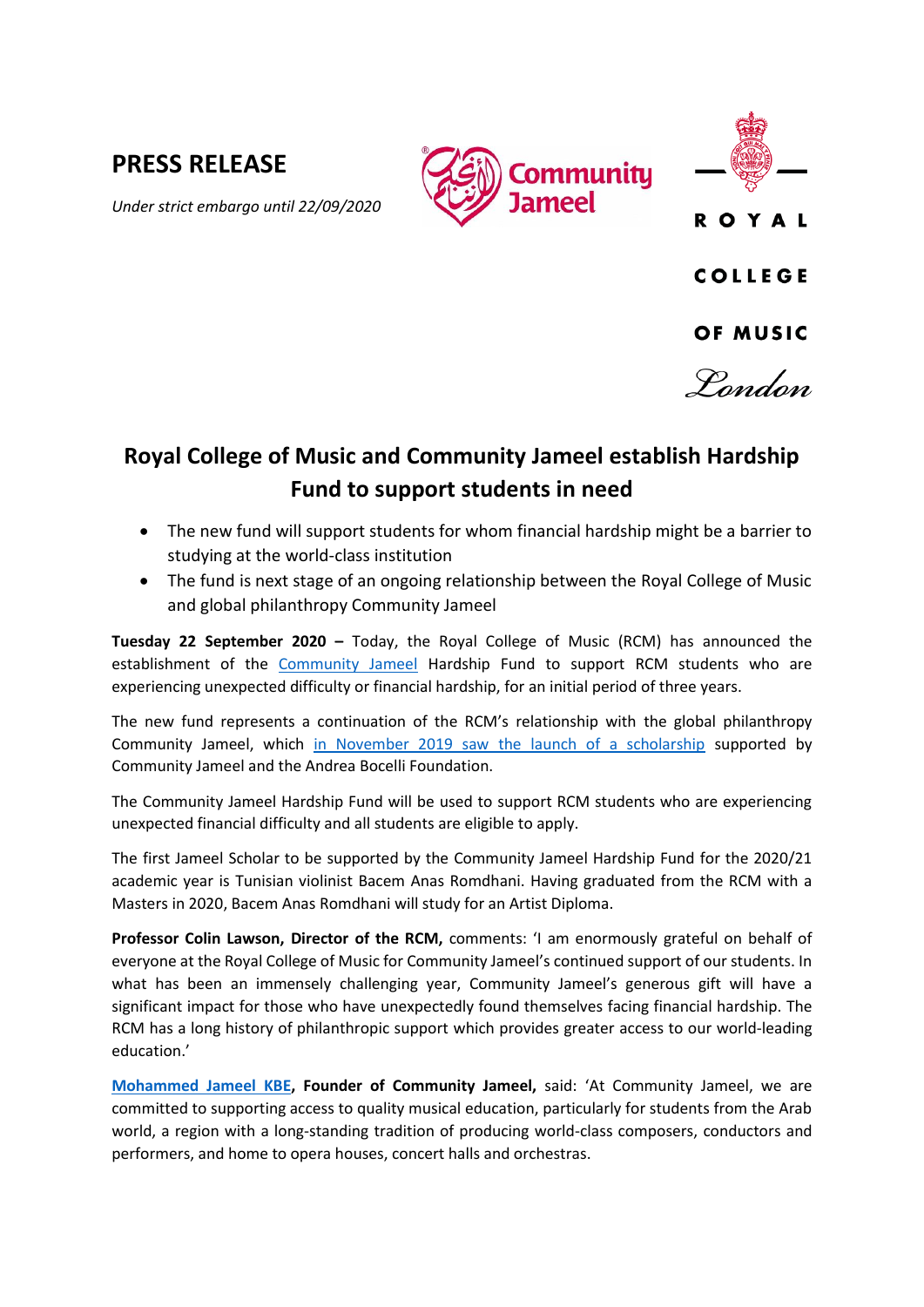# PRESS RELEASE

*Under strict embargo until 22/09/2020*

## Royal College of Music and Community Jameel establish Hardship Fund to support students in need

- The new fund will support students for whom financial hardship might be a barrier to studying at the world-class institution
- The fund is next stage of an ongoing relationship between the Royal College of Music and global philanthropy Community Jameel

**Tuesday 22 September 2020 –** Today, the Royal College of Music (RCM) has announced the establishment of the Community Jameel Hardship Fund to support RCM students who are experiencing unexpected difficulty or financial hardship, for an initial period of three years.

The new fund represents a continuation of the RCM's relationship with the global philanthropy Community Jameel, which in November 2019 saw the launch of a scholarship supported by Community Jameel and the Andrea Bocelli Foundation.

The Community Jameel Hardship Fund will be used to support RCM students who are experiencing unexpected financial difficulty and all students are eligible to apply.

The first Jameel Scholar to be supported by the Community Jameel Hardship Fund for the 2020/21 academic year is Tunisian violinist Bacem Anas Romdhani. Having graduated from the RCM with a Masters in 2020, Bacem Anas Romdhani will study for an Artist Diploma.

**Professor Colin Lawson, Director of the RCM,** comments: 'I am enormously grateful on behalf of everyone at the Royal College of Music for Community Jameel's continued support of our students. In what has been an immensely challenging year, Community Jameel's generous gift will have a significant impact for those who have unexpectedly found themselves facing financial hardship. The RCM has a long history of philanthropic support which provides greater access to our world-leading education.'

**Mohammed Jameel KBE, Founder of Community Jameel,** said: 'At Community Jameel, we are committed to supporting access to quality musical education, particularly for students from the Arab world, a region with a long-standing tradition of producing world-class composers, conductors and performers, and home to opera houses, concert halls and orchestras.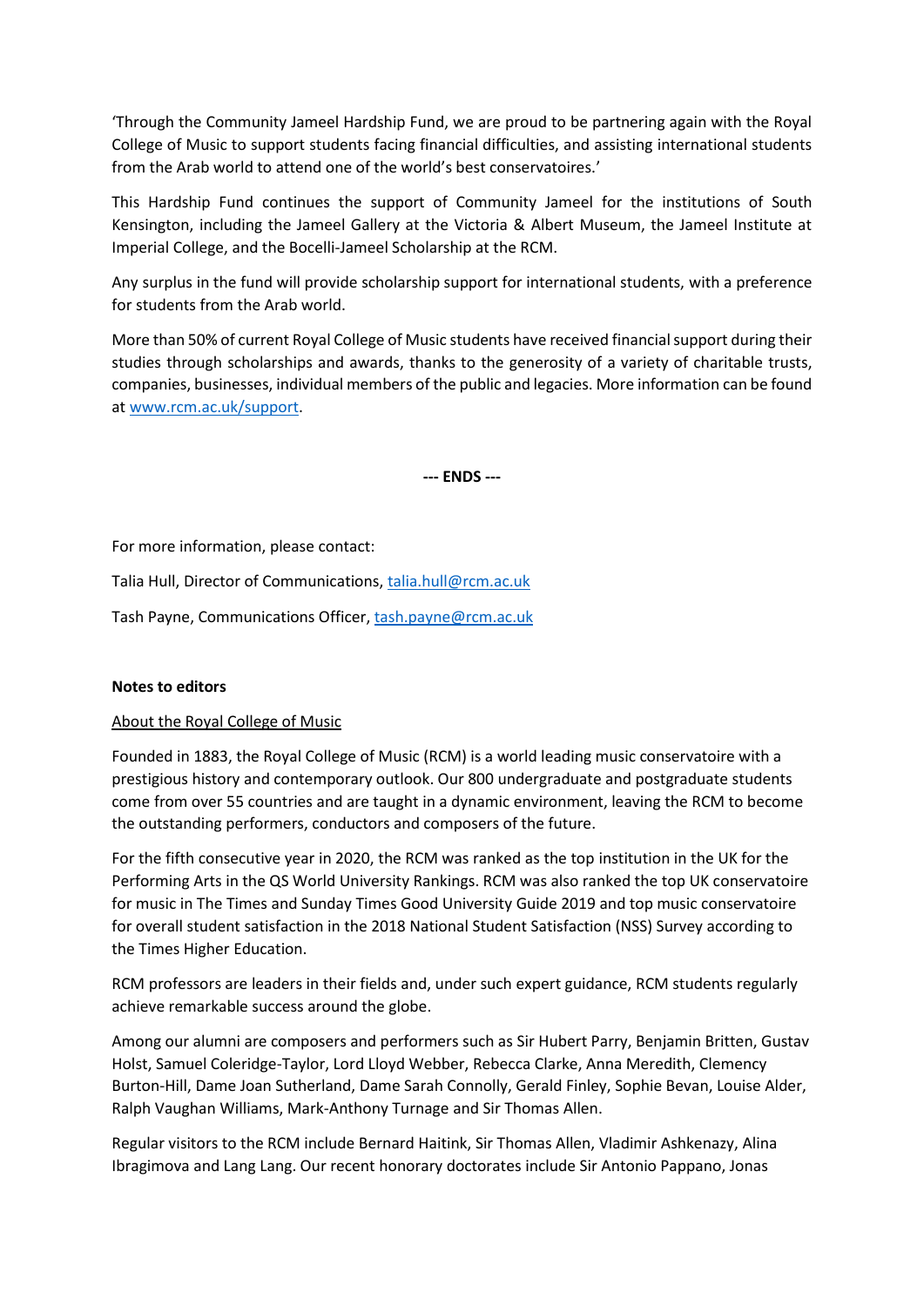'Through the Community Jameel Hardship Fund, we are proud to be partnering again with the Royal College of Music to support students facing financial difficulties, and assisting international students from the Arab world to attend one of the world's best conservatoires.'

This Hardship Fund continues the support of Community Jameel for the institutions of South Kensington, including the Jameel Gallery at the Victoria & Albert Museum, the Jameel Institute at Imperial College, and the Bocelli-Jameel Scholarship at the RCM.

Any surplus in the fund will provide scholarship support for international students, with a preference for students from the Arab world.

More than 50% of current Royal College of Music students have received financial support during their studies through scholarships and awards, thanks to the generosity of a variety of charitable trusts, companies, businesses, individual members of the public and legacies. More information can be found at [www.rcm.ac.uk/support](http://www.rcm.ac.uk/support).

**--- ENDS ---**

For more information, please contact:

Talia Hull, Director of Communications, [talia.hull@rcm.ac.uk](mailto:talia.hull@rcm.ac.uk)

Tash Payne, Communications Officer, [tash.payne@rcm.ac.uk](mailto:tash.payne@rcm.ac.uk)

**Notes to editors**

<u>About the Royal College of Music</u>

Founded in 1883, the Royal College of Music (RCM) is a world leading music conservatoire with a prestigious history and contemporary outlook. Our 800 undergraduate and postgraduate students come from over 55 countries and are taught in a dynamic environment, leaving the RCM to become the outstanding performers, conductors and composers of the future.

For the fifth consecutive year in 2020, the RCM was ranked as the top institution in the UK for the Performing Arts in the QS World University Rankings. RCM was also ranked the top UK conservatoire for music in The Times and Sunday Times Good University Guide 2019 and top music conservatoire for overall student satisfaction in the 2018 National Student Satisfaction (NSS) Survey according to the Times Higher Education.

RCM professors are leaders in their fields and, under such expert guidance, RCM students regularly achieve remarkable success around the globe.

Among our alumni are composers and performers such as Sir Hubert Parry, Benjamin Britten, Gustav Holst, Samuel Coleridge-Taylor, Lord Lloyd Webber, Rebecca Clarke, Anna Meredith, Clemency Burton-Hill, Dame Joan Sutherland, Dame Sarah Connolly, Gerald Finley, Sophie Bevan, Louise Alder, Ralph Vaughan Williams, Mark-Anthony Turnage and Sir Thomas Allen.

Regular visitors to the RCM include Bernard Haitink, Sir Thomas Allen, Vladimir Ashkenazy, Alina Ibragimova and Lang Lang. Our recent honorary doctorates include Sir Antonio Pappano, Jonas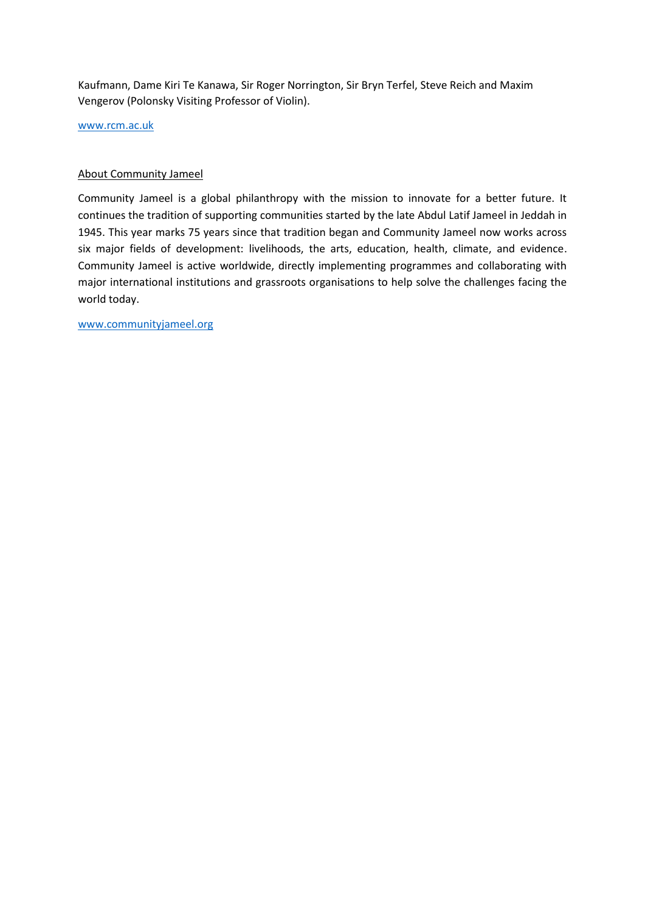Kaufmann, Dame Kiri Te Kanawa, Sir Roger Norrington, Sir Bryn Terfel, Steve Reich and Maxim Vengerov (Polonsky Visiting Professor of Violin).

[www.rcm.ac.uk](http://www.rcm.ac.uk)

## About Community Jameel

Community Jameel is a global philanthropy with the mission to innovate for a better future. It continues the tradition of supporting communities started by the late Abdul Latif Jameel in Jeddah in 1945. This year marks 75 years since that tradition began and Community Jameel now works across six major fields of development: livelihoods, the arts, education, health, climate, and evidence. Community Jameel is active worldwide, directly implementing programmes and collaborating with major international institutions and grassroots organisations to help solve the challenges facing the world today.

[www.communityjameel.org](http://www.communityjameel.org)